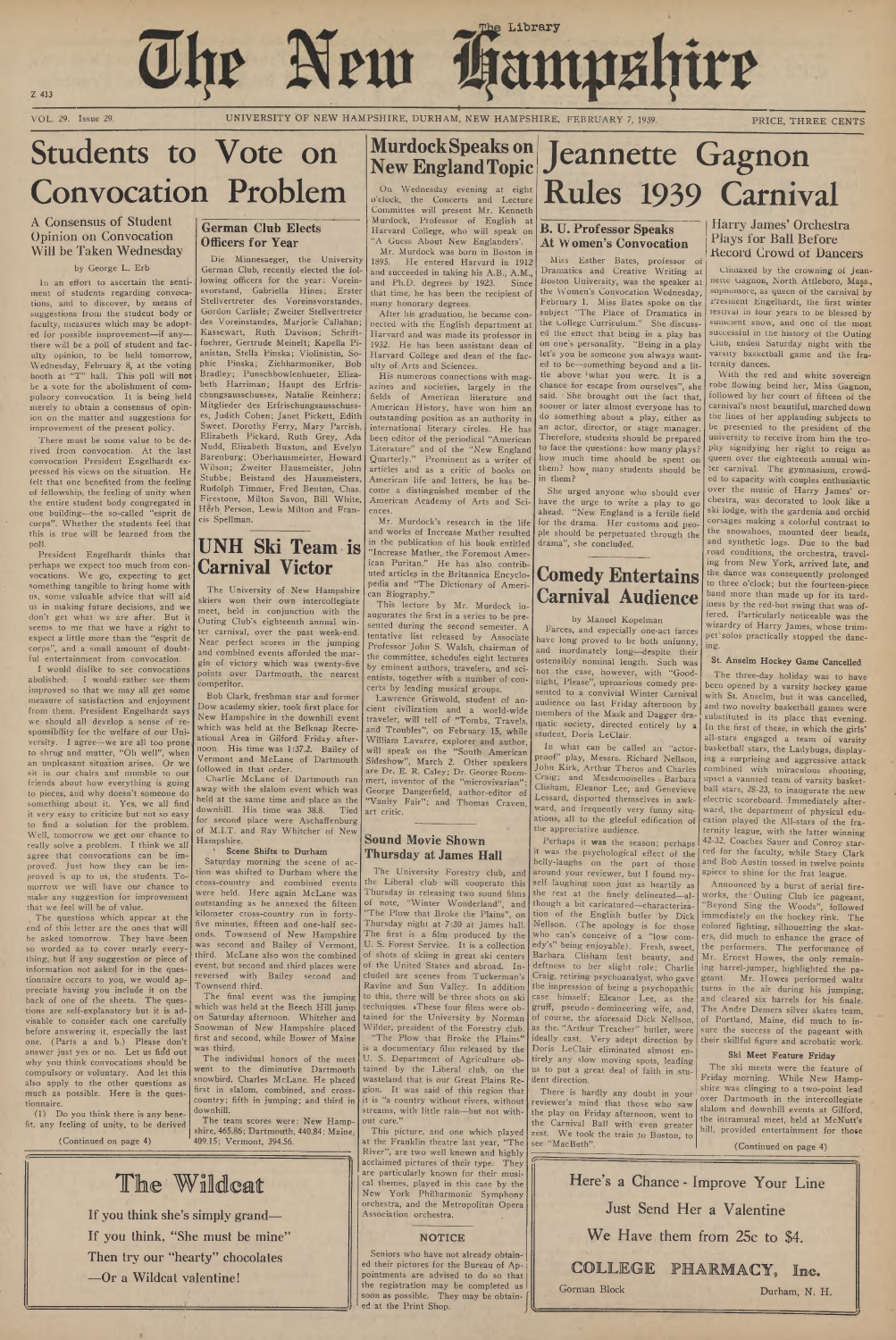# The New Hampshire

Z 413

VOL. 29. Issue 29. UNIVERSITY OF NEW HAMPSHIRE, DURHAM, NEW HAMPSHIRE, FEBRUARY 7, 1939. PRICE, THREE CENTS

# Students to Vote on Convocation Problem

## A Consensus of Student Opinion on Convocation Will be Taken Wednesday

by George L. Erb

In an effort to ascertain the sentiment of students regarding convocations, and to discover, by means of suggestions from the student body or faculty, measures which may be adopted for possible improvement—if any—there will be a poll of student and faculty opinion, to be held tomorrow, Wednesday, February 8, at the voting booth at "T" hall. This poll will not be a vote for the abolishment of compulsory convocation. It is being held merely to obtain a consensus of opinion on the matter and suggestions for improvement of the present policy.

There must be some value to be derived from convocation. At the last convocation President Engelhardt expressed his views on the situation. He felt that one benefited from the feeling of fellowship, the feeling of unity when the entire student body congregated in one building—the so-called "esprit de corps". Whether the students feel that this is true will be learned from the poll.

President Engelhardt thinks that perhaps we expect too much from convocations. We go, expecting to get something tangible to bring home with us, some valuable advice that will aid us in making future decisions, and we don't get what we are after. But it seems to me that we have a right to expect a little more than the "esprit de corps", and a small amount of doubtful entertainment from convocation.

I would dislike to see convocations abolished. I would rather see them improved so that we may all get some measure of satisfaction and enjoyment from them. President Engelhardt says we should all develop a sense of responsibility for the welfare of our University. I agree—we are all too prone to shrug and mutter, "Oh well", when an unpleasant situation arises. Or we sit in our chairs and mumble to our friends about how everything is going to pieces, and why doesn't someone do something about it. Yes, we all find it very easy to criticize but not so easy to find a solution for the problem. Well, tomorrow we get our chance to really solve a problem. I think we all agree that convocations can be improved. Just how they can be improved is up to us, the students. Tomorrow we will have our chance to make any suggestion for improvement that we feel will be of value.

The questions which appear at the end of this letter are the ones that will be asked tomorrow. They have been so worded as to cover nearly everything, but if any suggestion or piece of information not asked for in the questionnaire occurs to you, we would appreciate having you include it on the back of one of the sheets. The questions are self-explanatory but it is advisable to consider each one carefully before answering it, especially the last one. (Parts a and b.) Please don't answer just yes or no. Let us find out why you think convocations should be compulsory or voluntary. And let this also apply to the other questions as much as possible. Here is the questionnaire.

(1) Do you think there is any benefit, any feeling of unity, to be derived

(Continued on page 4)

## German Club Elects Officers for Year

Die Minnesaenger, the University German Club, recently elected the following officers for the year: Vereinsvorstand, Gabriella Hines; Erster Stellvertreter des Vereinsvorstandes, Gordon Carlisle; Zweiter Stellvertreter des Vereinstandes, Marjorie Callahan; Kassewart, Ruth Davison; Schriftfuehrer, Gertrude Meinelt; Kapella Pianistan, Stella Pinska; Violinistin, Sophie Pinska; Ziehharmoniker, Bob Bradley; Punschbowlenhueter, Elizabeth Harriman; Haupt des Erfrischungsausschusses, Natalie Reinherz; Mitglieder des Erfrischungsausschusses, Judith Cohen; Janet Pickett, Edith Sweet. Dorothy Ferry, Mary Parrish, Elizabeth Pickard, Ruth Grey, Ada Nudd, Elizabeth Buxton, and Evelyn Barenburg; Oberhausmeister, Howard Wilson; Zweiter Hausmeister, John Stubbe; Beistand des Hausmeisters, Rudolph Timmer, Fred Benton, Chas. Firestone, Milton Savon, Bill White, Herb Person, Lewis Milton and Francis Spellman.

# UNH Ski Team is Carnival Victor

The University of New Hampshire skiers won their own intercollegiate meet, held in conjunction with the Outing Club's eighteenth annual winter carnival, over the past week-end. Near perfect scores in the jumping and combined events afforded the margin of victory which was twenty-five points over Dartmouth, the nearest competitor.

Bob Clark, freshman star and former Dow academy skier, took first place for New Hampshire in the downhill event which was held at the Belknap Recreational Area in Gilford Friday afternoon. His time was 1:37.2. Bailey of Vermont and McLane of Dartmouth followed in that order.

Charlie McLane of Dartmouth ran away with the slalom event which was held at the same time and place as the downhill. His time was 38.8. Tied for second place were Aschaffenburg of M.I.T. and Ray Whitcher of New Hampshire.

### Scene Shifts to Durham

Saturday morning the scene of action was shifted to Durham where the cross-country and combined events were held. Here again McLane was outstanding as he annexed the fifteen kilometer cross-country run in forty-five minutes, fifteen and one-half seconds. Townsend of New Hampshire was second and Bailey of Vermont, third. McLane also won the combined event, but second and third places were reversed with Bailey second and Townsend third.

The final event was the jumping which was held at the Beech Hill jump on Saturday afternoon. Whitcher and Snowman of New Hampshire placed first and second, while Bower of Maine was third.

The individual honors of the meet went to the diminutive Dartmouth snowbird, Charles McLane. He placed first in slalom, combined, and cross-country; fifth in jumping; and third in downhill.

The team scores were: New Hampshire, 465.86; Dartmouth, 440.84; Maine, 409.15; Vermont, 394.56.

# Murdock Speaks on New England Topic

On Wednesday evening at eight o'clock, the Concerts and Lecture Committee will present Mr. Kenneth Murdock, Professor of English at Harvard College, who will speak on "A Guess About New Englanders".

Mr. Murdock was born in Boston in 1895. He entered Harvard in 1912 and succeeded in taking his A.B., A.M., and Ph.D. degrees by 1923. Since that time, he has been the recipient of many honorary degrees.

After his graduation, he became connected with the English department at Harvard and was made its professor in 1932. He has been assistant dean of Harvard College and dean of the faculty of Arts and Sciences.

His numerous connections with magazines and societies, largely in the fields of American literature and American History, have won him an outstanding position as an authority in international literary circles. He has been editor of the periodical "American Literature" and of the "New England Quarterly." Prominent as a writer of articles and as a critic of books on American life and letters, he has become a distinguished member of the American Academy of Arts and Sciences.

Mr. Murdock's research in the life and works of Increase Mather resulted in the publication of his book entitled "Increase Mather, the Foremost American Puritan." He has also contributed articles in the Britannica Encyclopedia and "The Dictionary of American Biography."

This lecture by Mr. Murdock inaugurates the first in a series to be presented during the second semester. A tentative list released by Associate Professor John S. Walsh, chairman of the committee, schedules eight lectures by eminent authors, travelers, and scientists, together with a number of concerts by leading musical groups.

Lawrence Griswold, student of ancient civilization and a world-wide traveler, will tell of "Tombs, Travels, and Troubles", on February 15, while William Lavarre, explorer and author, will speak on the "South American Sideshow", March 2. Other speakers are Dr. E. R. Caley, Dr. George Roemert, inventor of the "microvivarian"; George Dangerfield, author-editor of "Vanity Fair"; and Thomas Craven, art critic.

## Sound Movie Shown Thursday at James Hall

The University Forestry club, and the Liberal club will cooperate this Thursday in releasing two sound films of note, "Winter Wonderland", and "The Plow that Broke the Plains", on Thursday night at 7:30 at James hall. The first is a film produced by the U. S. Forest Service. It is a collection of shots of skiing in great ski centers of the United States and abroad. Included are scenes from Tuckerman's Ravine and Sun Valley. In addition to this, there will be three shots on ski techniques. These four films were obtained for the University by Norman Wilder, president of the Forestry club.

"The Plow that Broke the Plains" is a documentary film released by the U. S. Department of Agriculture obtained by the Liberal club, on the wasteland that is our Great Plains Region. It was said of this region that it is "a country without rivers, without streams, with little rain—but not without cure."

This picture, and one which played at the Franklin theatre last year, "The River", are two well known and highly acclaimed pictures of their type. They are particularly known for their musical themes, played in this case by the New York Philharmonic Symphony orchestra, and the Metropolitan Opera Association orchestra.

### NOTICE

Seniors who have not already obtained their pictures for the Bureau of Appointments are advised to do so that the registration may be completed as soon as possible. They may be obtained at the Print Shop.

# Jeannette Gagnon Rules 1939 Carnival

## B. U. Professor Speaks At Women's Convocation

Miss Esther Bates, professor of Dramatics and Creative Writing at Boston University, was the speaker at the Women's Convocation Wednesday, February 1. Miss Bates spoke on the subject "The Place of Dramatics in the College Curriculum." She discussed the effect that being in a play has on one's personality. "Being in a play let's you be someone you always wanted to be—something beyond and a little above what you were. It is a chance for escape from ourselves", she said. She brought out the fact that, sooner or later almost everyone has to do something about a play, either as an actor, director, or stage manager. Therefore, students should be prepared to face the questions: how many plays? how much time should be spent on them? how many students should be in them?

She urged anyone who should ever have the urge to write a play to go ahead. "New England is a fertile field for the drama. Her customs and people should be perpetuated through the drama", she concluded.

# Comedy Entertains Carnival Audience

by Manuel Kopelman

Farces, and especially one-act farces have long proved to be both unfunny, and inordinately long—despite their ostensibly nominal length. Such was not the case, however, with "Goodnight, Please", uproarious comedy presented to a convivial Winter Carnival audience on last Friday afternoon by members of the Mask and Dagger dramatic society, directed entirely by a student, Doris LeClair.

In what can be called an "actor-proof" play, Messrs. Richard Nellson, John Kirk, Arthur Theros and Charles Craig; and Mesdemoiselles Barbara Clisham, Eleanor Lee, and Genevieve Lessard, disported themselves in awkward, and frequently very funny situations, all to the gleeful edification of the appreciative audience.

Perhaps it was the season; perhaps it was the psychological effect of the belly-laughs on the part of those around your reviewer, but I found myself laughing soon just as heartily as the rest at the finely delineated—although a bit caricatured—characterization of the English butler by Dick Nellson. (The apology is for those who can't conceive of a "low comedy's" being enjoyable). Fresh, sweet, Barbara Clisham lent beauty, and deftness to her slight role; Charlie Craig, retiring psychoanalyst, who gave the impression of being a psychopathic case himself; Eleanor Lee, as the gruff, pseudo-domineering wife, and, of course, the aforesaid Dick Nellson, as the "Arthur Treacher" butler, were ideally cast. Very adept direction by Doris LeClair eliminated almost entirely any slow moving spots, leading us to put a great deal of faith in student direction.

There is hardly any doubt in your reviewer's mind that those who saw the play on Friday afternoon, went to the Carnival Ball with even greater zest. We took the train to Boston, to see "MacBeth".

## Harry James' Orchestra Plays for Ball Before Record Crowd of Dancers

Climaxed by the crowning of Jeannette Gagnon, North Attleboro, Mass., sophomore, as queen of the carnival by President Engelhardt, the first winter festival in four years to be blessed by sufficient snow, and one of the most successful in the history of the Outing Club, ended Saturday night with the varsity basketball game and the fraternity dances.

With the red and white sovereign robe flowing behind her, Miss Gagnon, followed by her court of fifteen of the carnival's most beautiful, marched down the lines of her applauding subjects to be presented to the president of the university to receive from him the trophy signifying her right to reign as queen over the eighteenth annual winter carnival. The gymnasium, crowded to capacity with couples enthusiastic over the music of Harry James' orchestra, was decorated to look like a ski lodge, with the gardenia and orchid corsages making a colorful contrast to the snowshoes, mounted deer heads, and synthetic logs. Due to the bad road conditions, the orchestra, traveling from New York, arrived late, and the dance was consequently prolonged to three o'clock; but the fourteen-piece band more than made up for its tardiness by the red-hot swing that was offered. Particularly noticeable was the wizardry of Harry James, whose trumpet solos practically stopped the dancing.

### St. Anselm Hockey Game Cancelled

The three-day holiday was to have been opened by a varsity hockey game with St. Anselm, but it was cancelled, and two novelty basketball games were substituted in its place that evening. In the first of these, in which the girls' all-stars engaged a team of varsity basketball stars, the Ladybugs, displaying a surprising and aggressive attack combined with miraculous shooting, upset a vaunted team of varsity basketball stars, 28-23, to inaugurate the new electric scoreboard. Immediately afterward, the department of physical education played the All-stars of the fraternity league, with the latter winning 42-32. Coaches Sauer and Conroy starred for the faculty, while Stacy Clark and Bob Austin tossed in twelve points apiece to shine for the frat league.

Announced by a burst of aerial fireworks, the Outing Club ice pageant, "Beyond Sing the Woods", followed immediately on the hockey rink. The colored lighting, silhouetting the skaters, did much to enhance the grace of the performers. The performance of Mr. Ernest Howes, the only remaining barrel-jumper, highlighted the pageant. Mr. Howes performed waltz turns in the air during his jumping, and cleared six barrels for his finale. The Andre Demers silver skates team, of Portland, Maine, did much to insure the success of the pageant with their skillful figure and acrobatic work.

### Ski Meet Feature Friday

The ski meets were the feature of Friday morning. While New Hampshire was clinging to a two-point lead over Dartmouth in the intercollegiate slalom and downhill events at Gilford, the intramural meet, held at McNutt's hill, provided entertainment for those

(Continued on page 4)

---

**The Wildcat**

If you think she's simply grand—
If you think, "She must be mine"
Then try our "hearty" chocolates
—Or a Wildcat valentine!

---

Here's a Chance - Improve Your Line
Just Send Her a Valentine
We Have them from 25c to $4.

**COLLEGE PHARMACY, Inc.**

Gorman Block Durham, N. H.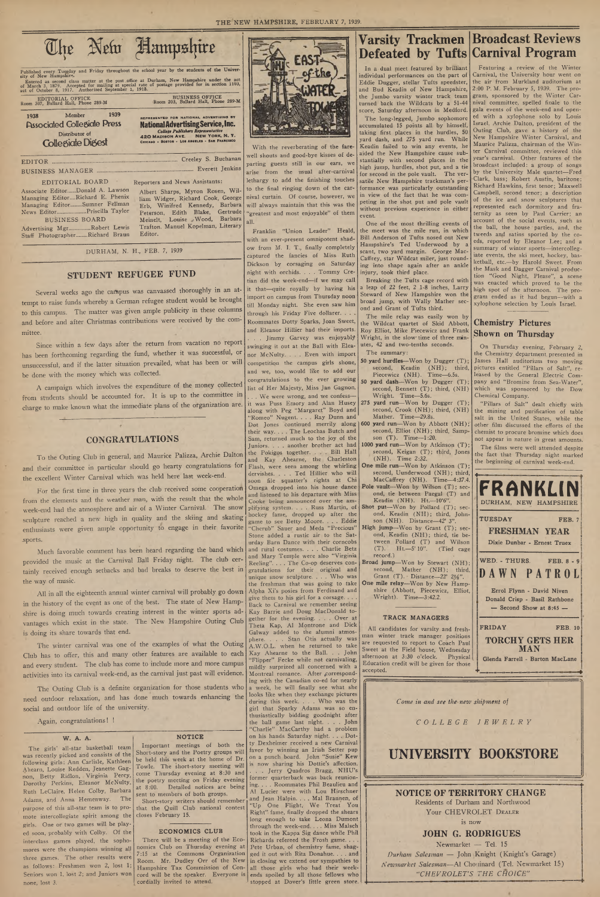# The New Hampshire

Published every Tuesday and Friday throughout the school year by the students of the University of New Hampshire.

Entered as second class matter at the post office at Durham, New Hampshire under the act of March 3, 1879. Accepted for mailing at special rate of postage provided for in section 1103, act of October 8, 1917. Authorized September 1, 1918.

EDITORIAL OFFICE Room 307, Ballard Hall, Phone 289-M

BUSINESS OFFICE Room 203, Ballard Hall, Phone 289-M

1938 Member 1939
Associated Collegiate Press
Distributor of
Collegiate Digest

REPRESENTED FOR NATIONAL ADVERTISING BY
National Advertising Service, Inc.
College Publishers Representative
420 MADISON AVE. NEW YORK, N. Y.
CHICAGO - BOSTON - LOS ANGELES - SAN FRANCISCO

EDITOR .................................................. Creeley S. Buchanan

BUSINESS MANAGER .................................................. Everett Jenkins

EDITORIAL BOARD

Associate Editor......Donald A. Lawson
Managing Editor....Richard E. Phenix
Managing Editor........Sumner Fellman
News Editor....................Priscilla Taylor

BUSINESS BOARD

Advertising Mgr...............Robert Lewis
Staff Photographer.........Richard Braun

Reporters and News Assistants:

Albert Sharps, Myron Rosen, William Widger, Richard Cook, George Erb, Winifred Kennedy, Barbara Peterson, Edith Blake, Gertrude Meinelt, Louise Wood, Barbara Trafton. Manuel Kopelman, Literary Editor.

DURHAM, N. H., FEB. 7, 1939

## STUDENT REFUGEE FUND

Several weeks ago the campus was canvassed thoroughly in an attempt to raise funds whereby a German refugee student would be brought to this campus. The matter was given ample publicity in these columns and before and after Christmas contributions were received by the committee.

Since within a few days after the return from vacation no report has been forthcoming regarding the fund, whether it was successful, or unsuccessful, and if the latter situation prevailed, what has been or will be done with the money which was collected.

A campaign which involves the expenditure of the money collected from students should be accounted for. It is up to the committee in charge to make known what the immediate plans of the organization are.

## CONGRATULATIONS

To the Outing Club in general, and Maurice Palizza, Archie Dalton and their committee in particular should go hearty congratulations for the excellent Winter Carnival which was held here last week-end.

For the first time in three years the club received some cooperation from the elements and the weather man, with the result that the whole week-end had the atmosphere and air of a Winter Carnival. The snow sculpture reached a new high in quality and the skiing and skating enthusiasts were given ample opportunity to engage in their favorite sports.

Much favorable comment has been heard regarding the band which provided the music at the Carnival Ball Friday night. The club certainly received enough setbacks and bad breaks to deserve the best in the way of music.

All in all the eighteenth annual winter carnival will probably go down in the history of the event as one of the best. The state of New Hampshire is doing much towards creating interest in the winter sports advantages which exist in the state. The New Hampshire Outing Club is doing its share towards that end.

The winter carnival was one of the examples of what the Outing Club has to offer, this and many other features are available to each and every student. The club has come to include more and more campus activities into its carnival week-end, as the carnival just past will evidence.

The Outing Club is a definite organization for those students who need outdoor relaxation, and has done much towards enhancing the social and outdoor life of the university.

Again, congratulations! !

### W. A. A.

The girls' all-star basketball team was recently picked and consists of the following girls: Ann Carlisle, Kathleen Ahearn, Louise Redden, Jeanette Gagnon, Betty Ridlon, Virginia Percy, Dorothy Perkins, Eleanor McNulty, Ruth LeClaire, Helen Colby, Barbara Adams, and Anna Hemenway. The purpose of this all-star team is to promote intercollegiate spirit among the girls. One or two games will be played soon, probably with Colby. Of the interclass games played, the sophomores were the champions winning all three games. The other results were as follows: Freshmen won 2, lost 1; Seniors won 1, lost 2; and Juniors won none, lost 3.

### NOTICE

Important meetings of both the Short-story and the Poetry groups will be held this week at the home of Dr. Towle. The short-story meeting will come Thursday evening at 8:30 and the poetry meeting on Friday evening at 8:00. Detailed notices are being sent to members of both groups.

Short-story writers should remember that the Quill Club national contest closes February 15.

### ECONOMICS CLUB

There will be a meeting of the Economics Club on Thursday evening at 7:15 at the Commons Organization Room. Mr. Dudley Orr of the New Hampshire Tax Commission of Concord will be the speaker. Everyone is cordially invited to attend.

## EAST-of-the-WATER-TOWER

With the reverberating of the farewell shouts and good-bye kisses of departing guests still in our ears, we arise from the usual after-carnival lethargy to add the finishing touches to the final ringing down of the carnival curtain. Of course, however, we will always maintain that this was the "greatest and most enjoyable" of them all.

Franklin "Union Leader" Heald, with an ever-present omnipotent shadow from M. I. T., finally completely captured the fancies of Miss Ruth Dickson by corsaging on Saturday night with orchids. . . . Tommy Cretian did the week-end—if we may call it that—quite royally by having his import on campus from Thursday noon till Monday night. She even saw him through his Friday Five dollarer. . . . Roommates Dotty Sparks, Joan Sweet, and Eleanor Hillier had their imports. . . . Jimmy Garvey was enjoyably swinging it out at the Ball with Eleanor McNulty. . . . Even with import competition the campus girls shone, and we, too, would like to add our congratulations to the ever growing list of Her Majesty, Miss Jan Gagnon. . . . We were wrong, and we confess—it was Puss Emory and Alan Husey along with Peg "Margaret" Boyd and "Romeo" Nugent. . . . Ray Dunn and Dot Jones continued merrily along their way. . . . The Leochas Butch and Sam, returned much to the joy of the Juniors. . . . another brother act had the Pokigos together. . . . Bill Hall and Kay Ahearne, the Charleston Flash, were seen among the whirling dervishes. . . . Ted Hillier who will soon file squatter's rights at Chi Omega dropped into his house dance and listened to his departure with Miss Cooke being announced over the amplifying system. . . . Russ Martin, of hockey fame, dropped up after the game to see Betty Moore. . . . Eddie "Cherub" Sauer and Meda "Precious" Stone added a rustic air to the Saturday Barn Dance with their corncobs and rural costumes. . . . Charlie Betz and Mary Temple were also "Virginia Reeling". . . . The Co-op deserves congratulations for their original and unique snow sculpture. . . . Who was the freshman that was going to take Alpha Xi's posies from Ferdinand and give them to his girl for a corsage. . . . Back to Carnival we remember seeing Kay Barrie and Doug MacDonald together for the evening. . . . Over at Theta Kap, Al Montrone and Dick Galway added to the alumni atmosphere. . . . Stan Otis actually was A.W.O.L. when he returned to take Kay Ahearne to the Ball. . . John "Flipper" Fecke while not carnivaling, mildly surprized all concerned with a Montreal romance. After corresponding with the Canadian co-ed for nearly a week, he will finally see what she looks like when they exchange pictures during this week. . . . Who was the girl that Sparky Adams was so enthusiastically bidding goodnight after the ball game last night. . . . John "Charlie" MacCarthy had a problem on his hands Saturday night. . . . Dotty Dexheimer received a new Carnival favor by winning an Irish Setter pup on a punch board. John "Susie" Kew is now sharing his Dottie's affection. . . . Jerry Quadros Bragg, NHU's former quarterback was back reunioning. . . . Roommates Phil Beaulieu and Al Lucier were with Lou Hirschner and Jean Halpin. . . . Mal Brannen, of "Up One Flight, We Treat You Right" fame, finally dropped the shears long enough to take Leona Dumont through the week-end. . . . Miss Malsch took in the Kappa Sig dance while Phil Richards refereed the Frosh game. . . . Pete Urban, of chemistry fame, shagged it out with Rita Donahue. . . . and in closing we extend our sympathies to all those girls who had their weekends spoiled by all those fellows who stopped at Dover's little green store.

## Varsity Trackmen Defeated by Tufts

In a dual meet featured by brilliant individual performances on the part of Eddie Dugger, stellar Tufts speedster, and Bud Keadin of New Hampshire, the Jumbo varsity winter track team turned back the Wildcats by a 51-44 score, Saturday afternoon in Medford.

The long-legged, Jumbo sophomore accumulated 15 points all by himself, taking first places in the hurdles, 50 yard dash, and 275 yard run. While Keadin failed to win any events, he aided the New Hampshire cause substantially with second places in the high jump, hurdles, shot put, and a tie for second in the pole vault. The versatile New Hampshire trackman's performance was particularly outstanding in view of the fact that he was competing in the shot put and pole vault without previous experience in either event.

One of the most thrilling events of the meet was the mile run, in which Bill Anderson of Tufts nosed out New Hampshire's Ted Underwood by a scant, two yard margin. George MacCaffrey, star Wildcat miler, just rounding into shape again after an ankle injury, took third place.

Breaking the Tufts cage record with a leap of 22 feet, 2 1-8 inches, Larry Steward of New Hampshire won the broad jump, with Wally Mather second and Grant of Tufts third.

The mile relay was easily won by the Wildcat quartet of Skid Abbott, Roy Elliot, Mike Piecewicz and Frank Wright, in the slow time of three minutes, 42 and two-tenths seconds.

The summary:

**50 yard hurdles**—Won by Dugger (T); second, Keadin (NH); third, Piecewicz (NH). Time—6.5s.

**50 yard dash**—Won by Dugger (T); second, Bennett (T); third, (NH) Wright. Time—5.6s.

**275 yard run**—Won by Dugger (T); second, Crook (NH); third, (NH) Mather. Time—29.8s.

**600 yard run**—Won by Abbott (NH); second, Elliot (NH); third, Sampson (T). Time—1:20.

**1000 yard run**—Won by Atkinson (T); second, Keigan (T); third, Jones (NH). Time 2:32.

**One mile run**—Won by Atkinson (T); second, Uunderwood (NH); third, MacCaffrey (NH). Time—4:37.4.

**Pole vault**—Won by Wilson (T); second, tie between Paegal (T) and Keadin (NH). Ht.—10'6".

**Shot put**—Won by Pollard (T); second, Keadin (NH); third, Johnson (NH). Distance—42' 3".

**High jump**—Won by Grant (T); second, Keadin (NH); third, tie between Pollard (T) and Wilson (T). Ht.—5' 10". (Tied cage record.)

**Broad jump**—Won by Stewart (NH); second, Mather (NH); third, Grant (T). Distance—22' 2⅛".

**One mile relay**—Won by New Hampshire (Abbott, Piecewicz, Elliot, Wright). Time—3:42.2.

### TRACK MANAGERS

All candidates for varsity and freshman winter track manager positions are requested to report to Coach Paul Sweet at the Field house, Wednesday afternoon at 3:30 o'clock. Physical Education credit will be given for those accepted.

## Broadcast Reviews Carnival Program

Featuring a review of the Winter Carnival, the University hour went on the air from Murkland auditorium at 2:00 P. M. February 5, 1939. The program, sponsored by the Winter Carnival committee, spelled finale to the gala events of the week-end and opened with a xylophone solo by Louis Israel. Archie Dalton, president of the Outing Club, gave a history of the New Hampshire Winter Carnival, and Maurice Palizza, chairman of the Winter Carnival committee, reviewed this year's carnival. Other features of the broadcast included: a group of songs by the University Male quartet—Fred Clark, bass; Robert Austin, baritone; Richard Hawkins, first tenor; Maxwell Campbell, second tenor; a description of the ice and snow sculptures that represented each dormitory and fraternity as seen by Paul Carrier; an account of the social events, such as the ball, the house parties, and, the tweeds and satins sported by the coeds, reported by Eleanor Lee; and a summary of winter sports—intercollegiate events, the ski meet, hockey, basketball, etc.—by Harold Sweet. From the Mask and Dagger Carnival production "Good Night, Please", a scene was enacted which proved to be the high spot of the afternoon. The program ended as it had begun—with a xylophone selection by Louis Israel.

## Chemistry Pictures Shown on Thursday

On Thursday evening, February 2, the Chemistry department presented in James Hall auditorium two moving pictures entitled "Pillars of Salt", released by the General Electric Company and "Bromine from Sea-Water", which was sponsored by the Dow Chemical Company.

"Pillars of Salt" dealt chiefly with the mining and purification of table salt in the United States, while the other film discussed the efforts of the chemist to procure bromine which does not appear in nature in great amounts.

The films were well attended despite the fact that Thursday night marked the beginning of carnival week-end.

**FRANKLIN**
DURHAM, NEW HAMPSHIRE

TUESDAY FEB. 7
**FRESHMAN YEAR**
Dixie Dunbar - Ernest Truex

WED. - THURS. FEB. 8 - 9
**DAWN PATROL**
Errol Flynn - David Niven
Donald Crisp - Basil Rathbone
— Second Show at 8:45 —

FRIDAY FEB. 10
**TORCHY GETS HER MAN**
Glenda Farrell - Barton MacLane

*Come in and see the new shipment of*

*COLLEGE JEWELRY*

**UNIVERSITY BOOKSTORE**

**NOTICE OF TERRITORY CHANGE**
Residents of Durham and Northwood
Your CHEVROLET Dealer
is now
**JOHN G. RODRIGUES**
Newmarket — Tel. 15
*Durham Salesman* — John Knight (Knight's Garage)
*Newmarket Salesman*—Al Chouinard (Tel. Newmarket 15)
*"CHEVROLET'S THE CHOICE"*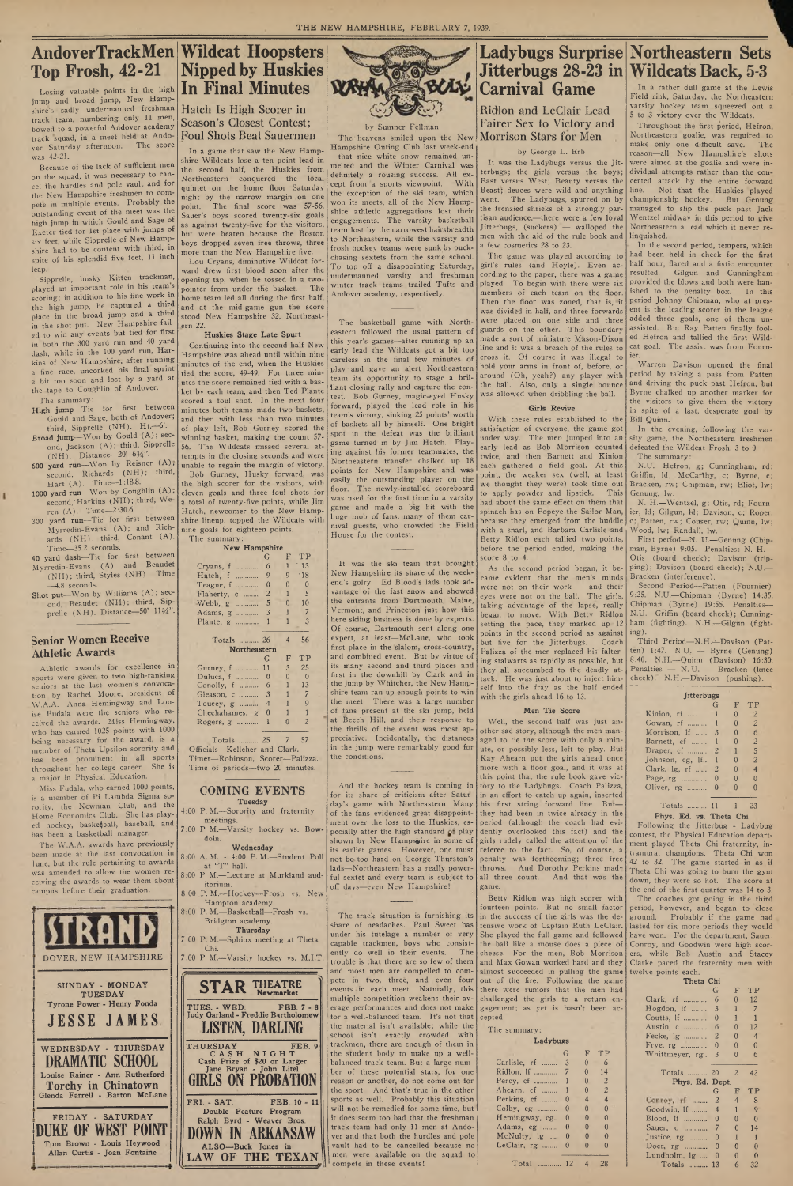# Andover Track Men Top Frosh, 42-21

Losing valuable points in the high jump and broad jump, New Hampshire's sadly undermanned freshman track team, numbering only 11 men, bowed to a powerful Andover academy track squad, in a meet held at Andover Saturday afternoon. The score was 42-21.

Because of the lack of sufficient men on the squad, it was necessary to cancel the hurdles and pole vault and for the New Hampshire freshmen to compete in multiple events. Probably the outstanding event of the meet was the high jump in which Gould and Sage of Exeter tied for 1st place with jumps of six feet, while Sipprelle of New Hampshire had to be content with third, in spite of his splendid five feet, 11 inch leap.

Sipprelle, husky Kitten trackman, played an important role in his team's scoring; in addition to his fine work in the high jump, he captured a third place in the broad jump and a third in the shot put. New Hampshire failed to win any events but tied for first in both the 300 yard run and 40 yard dash, while in the 100 yard run, Harkins of New Hampshire, after running a fine race, uncorked his final sprint a bit too soon and lost by a yard at the tape to Coughlin of Andover.

The summary:

High jump—Tie for first between Gould and Sage, both of Andover; third, Sipprelle (NH). Ht.—6'.

Broad jump—Won by Gould (A); second, Jackson (A); third, Sipprelle (NH). Distance—20' 6¾".

600 yard run—Won by Reisner (A); second, Richards (NH); third, Hart (A). Time—1:18.8.

1000 yard run—Won by Coughlin (A); second, Harkins (NH); third, Weren (A). Time—2:30.6.

300 yard run—Tie for first between Myrredin-Evans (A); and Richards (NH); third, Conant (A). Time—35.2 seconds.

40 yard dash—Tie for first between Myrredin-Evans (A) and Beaudet (NH); third, Styles (NH). Time—4.8 seconds.

Shot put—Won by Williams (A); second, Beaudet (NH); third, Sipprelle (NH). Distance—50' 11¾".

## Senior Women Receive Athletic Awards

Athletic awards for excellence in sports were given to two high-ranking seniors at the last women's convocation by Rachel Moore, president of W.A.A. Anna Hemingway and Louise Fudala were the seniors who received the awards. Miss Hemingway, who has earned 1025 points with 1000 being necessary for the award, is a member of Theta Upsilon sorority and has been prominent in all sports throughout her college career. She is a major in Physical Education.

Miss Fudala, who earned 1000 points, is a member of Pi Lambda Sigma sorority, the Newman Club, and the Home Economics Club. She has played hockey, basketball, baseball, and has been a basketball manager.

The W.A.A. awards have previously been made at the last convocation in June, but the rule pertaining to awards was amended to allow the women receiving the awards to wear them about campus before their graduation.

---

**STRAND**
DOVER, NEW HAMPSHIRE

SUNDAY - MONDAY - TUESDAY
Tyrone Power - Henry Fonda
**JESSE JAMES**

WEDNESDAY - THURSDAY
**DRAMATIC SCHOOL**
Louise Rainer - Ann Rutherford
**Torchy in Chinatown**
Glenda Farrell - Barton McLane

FRIDAY - SATURDAY
**DUKE OF WEST POINT**
Tom Brown - Louis Heywood
Allan Curtis - Joan Fontaine

---

# Wildcat Hoopsters Nipped by Huskies In Final Minutes

## Hatch Is High Scorer in Season's Closest Contest; Foul Shots Beat Sauermen

In a game that saw the New Hampshire Wildcats lose a ten point lead in the second half, the Huskies from Northeastern conquered the local quintet on the home floor Saturday night by the narrow margin on one point. The final score was 57-56. Sauer's boys scored twenty-six goals as against twenty-five for the visitors, but were beaten because the Boston boys dropped seven free throws, three more than the New Hampshire five.

Lou Cryans, diminutive Wildcat forward drew first blood soon after the opening tap, when he tossed in a two-pointer from under the basket. The home team led all during the first half, and at the mid-game gun the score stood New Hampshire 32, Northeastern 22.

### Huskies Stage Late Spurt

Continuing into the second half New Hampshire was ahead until within nine minutes of the end, when the Huskies tied the score, 49-49. For three minutes the score remained tied with a basket by each team, and then Ted Plante scored a foul shot. In the next four minutes both teams made two baskets, and then with less than two minutes of play left, Bob Gurney scored the winning basket, making the count 57-56. The Wildcats missed several attempts in the closing seconds and were unable to regain the margin of victory.

Bob Gurney, Husky forward, was the high scorer for the visitors, with eleven goals and three foul shots for a total of twenty-five points, while Jim Hatch, newcomer to the New Hampshire lineup, topped the Wildcats with nine goals for eighteen points.

The summary:

**New Hampshire**

| | G | F | TP |
|---|---|---|---|
| Cryans, f | 6 | 1 | 13 |
| Hatch, f | 9 | 0 | 18 |
| Teague, f | 0 | 0 | 0 |
| Flaherty, c | 2 | 1 | 5 |
| Webb, g | 5 | 0 | 10 |
| Adams, g | 3 | 1 | 7 |
| Plante, g | 1 | 1 | 3 |
| Totals | 26 | 4 | 56 |

**Northeastern**

| | G | F | TP |
|---|---|---|---|
| Gurney, f | 11 | 3 | 25 |
| Duluca, f | 0 | 0 | 0 |
| Conolly, f | 6 | 1 | 13 |
| Gleason, c | 3 | 1 | 7 |
| Toucey, g | 4 | 1 | 9 |
| Chechahames, g | 0 | 1 | 1 |
| Rogers, g | 1 | 0 | 2 |
| Totals | 25 | 7 | 57 |

Officials—Kelleher and Clark.
Timer—Robinson, Scorer—Palizza.
Time of periods—two 20 minutes.

## COMING EVENTS

**Tuesday**

4:00 P. M.—Sorority and fraternity meetings.

7:00 P. M.—Varsity hockey vs. Bowdoin.

**Wednesday**

8:00 A. M. - 4:00 P. M.—Student Poll at "T" hall.

8:00 P. M.—Lecture at Murkland auditorium.

8:00 P. M.—Hockey—Frosh vs. New Hampton academy.

8:00 P. M.—Basketball—Frosh vs. Bridgton academy.

**Thursday**

7:00 P. M.—Sphinx meeting at Theta Chi.

7:00 P. M.—Varsity hockey vs. M.I.T.

---

**STAR THEATRE**
Newmarket

TUES. - WED. FEB. 7 - 8
Judy Garland - Freddie Bartholomew
**LISTEN, DARLING**

THURSDAY FEB. 9
**CASH NIGHT**
Cash Prize of $20 or Larger
Jane Bryan - John Litel
**GIRLS ON PROBATION**

FRI. - SAT. FEB. 10 - 11
Double Feature Program
Ralph Byrd - Weaver Bros.
**DOWN IN ARKANSAW**
ALSO—Buck Jones in
**LAW OF THE TEXAN**

---

# Durham Bull

by Sumner Fellman

The heavens smiled upon the New Hampshire Outing Club last week-end—that nice white snow remained unmelted and the Winter Carnival was definitely a rousing success. All except from a sports viewpoint. With the exception of the ski team, which won its meets, all of the New Hampshire athletic aggregations lost their engagements. The varsity basketball team lost by the narrowest hairsbreadth to Northeastern, while the varsity and frosh hockey teams were sunk by puck-chasing sextets from the same school. To top off a disappointing Saturday, undermanned varsity and freshman winter track teams trailed Tufts and Andover academy, respectively.

The basketball game with Northeastern followed the usual pattern of this year's games—after running up an early lead the Wildcats got a bit too careless in the final few minutes of play and gave an alert Northeastern team its opportunity to stage a brilliant closing rally and capture the contest. Bob Gurney, magic-eyed Husky forward, played the lead role in his team's victory, sinking 25 points' worth of baskets all by himself. One bright spot in the defeat was the brilliant game turned in by Jim Hatch. Playing against his former teammates, the Northeastern transfer chalked up 18 points for New Hampshire and was easily the outstanding player on the floor. The newly-installed scoreboard was used for the first time in a varsity game and made a big hit with the huge mob of fans, many of them carnival guests, who crowded the Field House for the contest.

It was the ski team that brought New Hampshire its share of the weekend's golry. Ed Blood's lads took advantage of the fast snow and showed the entrants from Dartmouth, Maine, Vermont, and Princeton just how this here skiing business is done by experts. Of course, Dartmouth sent along one expert, at least—McLane, who took first place in the slalom, cross-country, and combined event. But by virtue of its many second and third places and first in the downhill by Clark and in the jump by Whitcher, the New Hampshire team ran up enough points to win the meet. There was a large number of fans present at the ski jump, held at Beech Hill, and their response to the thrills of the event was most appreciative. Incidentally, the distances in the jump were remarkably good for the conditions.

And the hockey team is coming in for its share of criticism after Saturday's game with Northeastern. Many of the fans evidenced great disappointment over the loss to the Huskies, especially after the high standard of play shown by New Hampshire in some of its earlier games. However, one must not be too hard on George Thurston's lads—Northeastern has a really powerful sextet and every team is subject to off days—even New Hampshire!

The track situation is furnishing its share of headaches. Paul Sweet has under his tutelage a number of very capable trackmen, boys who consistently do well in their events. The trouble is that there are so few of them and most men are compelled to compete in two, three, and even four events in each meet. Naturally, this multiple competition weakens their average performances and does not make for a well-balanced team. It's not that the material isn't available; while the school isn't exactly crowded with trackmen, there are enough of them in the student body to make up a well-balanced track team. But a large number of these potential stars, for one reason or another, do not come out for the sport. And that's true in the other sports as well. Probably this situation will not be remedied for some time, but it does seem too bad that the freshman track team had only 11 men at Andover and that both the hurdles and pole vault had to be cancelled because no men were available on the squad to compete in these events!

---

# Ladybugs Surprise Jitterbugs 28-23 in Carnival Game

## Ridlon and LeClair Lead Fairer Sex to Victory and Morrison Stars for Men

by George L. Erb

It was the Ladybugs versus the Jitterbugs; the girls versus the boys; East versus West; Beauty versus the Beast; deuces were wild and anything went. The Ladybugs, spurred on by the frenzied shrieks of a strongly partisan audience,—there were a few loyal Jitterbugs, (suckers) — walloped the men with the aid of the rule book and a few cosmetics 28 to 23.

The game was played according to girl's rules (and Hoyle). Even according to the paper, there was a game played. To begin with there were six members of each team on the floor. Then the floor was zoned, that is, it was divided in half, and three forwards were placed on one side and three guards on the other. This boundary made a sort of miniature Mason-Dixon line and it was a breach of the rules to cross it. Of course it was illegal to hold your arms in front of, before, or around (Oh, yeah?) any player with the ball. Also, only a single bounce was allowed when dribbling the ball.

### Girls Revive

With these rules established to the satisfaction of everyone, the game got under way. The men jumped into an early lead as Bob Morrison counted twice, and then Barnett and Kinion each gathered a field goal. At this point, the weaker sex (well, at least we thought they were) took time out to apply powder and lipstick. This had about the same effect on them that spinach has on Popeye the Sailor Man, because they emerged from the huddle with a snarl, and Barbara Carlisle and Betty Ridlon each tallied two points, before the period ended, making the score 8 to 4.

As the second period began, it became evident that the men's minds were not on their work — and their eyes were not on the ball. The girls, taking advantage of the lapse, really began to move. With Betty Ridlon setting the pace, they marked up 12 points in the second period as against but five for the Jitterbugs. Coach Palizza of the men replaced his faltering stalwarts as rapidly as possible, but they all succumbed to the deadly attack. He was just about to inject himself into the fray as the half ended with the girls ahead 16 to 13.

### Men Tie Score

Well, the second half was just another sad story, although the men managed to tie the score with only a minute, or possibly less, left to play. But Kay Ahearn put the girls ahead once more with a floor goal, and it was at this point that the rule book gave victory to the Ladybugs. Coach Palizza, in an effort to catch up again, inserted his first string forward line. But—they had been in twice already in the period (although the coach had evidently overlooked this fact) and the girls rudely called the attention of the referee to the fact. So, of course, a penalty was forthcoming; three free throws. And Dorothy Perkins made all three count. And that was the game.

Betty Ridlon was high scorer with fourteen points. But no small factor in the success of the girls was the defensive work of Captain Ruth LeClair. She played the full game and followed the ball like a mouse does a piece of cheese. For the men, Bob Morrison and Max Gowan worked hard and they almost succeeded in pulling the game out of the fire. Following the game there were rumors that the men had challenged the girls to a return engagement; as yet is hasn't been accepted.

The summary:

**Ladybugs**

| | G | F | TP |
|---|---|---|---|
| Carlisle, rf | 3 | 0 | 6 |
| Ridlon, lf | 7 | 0 | 14 |
| Percy, cf | 1 | 0 | 2 |
| Ahearn, cf | 1 | 0 | 2 |
| Perkins, cf | 0 | 4 | 4 |
| Colby, cg | 0 | 0 | 0 |
| Hemingway, cg | 0 | 0 | 0 |
| Adams, cg | 0 | 0 | 0 |
| McNulty, lg | 0 | 0 | 0 |
| LeClair, rg | 0 | 0 | 0 |
| Total | 12 | 4 | 28 |

**Jitterbugs**

| | G | F | TP |
|---|---|---|---|
| Kinion, rf | 1 | 0 | 2 |
| Gowan, rf | 1 | 0 | 2 |
| Morrison, lf | 3 | 0 | 6 |
| Barnett, cf | 1 | 0 | 2 |
| Draper, cf | 2 | 1 | 5 |
| Johnson, cg, lf | 1 | 0 | 2 |
| Clark, lg, rf | 2 | 0 | 4 |
| Page, rg | 0 | 0 | 0 |
| Oliver, rg | 0 | 0 | 0 |
| Totals | 11 | 1 | 23 |

### Phys. Ed. vs. Theta Chi

Following the Jitterbug - Ladybug contest, the Physical Education department played Theta Chi fraternity, intramural champions. Theta Chi won 42 to 32. The game started in as if Theta Chi was going to burn the gym down, they were so hot. The score at the end of the first quarter was 14 to 3. The coaches got going in the third period, however, and began to close ground. Probably if the game had lasted for six more periods they would have won. For the department, Sauer, Conroy, and Goodwin were high scorers, while Bob Austin and Stacey Clarke paced the fraternity men with twelve points each.

**Theta Chi**

| | G | F | TP |
|---|---|---|---|
| Clark, rf | 6 | 0 | 12 |
| Hogdon, lf | 3 | 1 | 7 |
| Coutts, lf | 0 | 1 | 1 |
| Austin, c | 6 | 0 | 12 |
| Fecke, lg | 2 | 0 | 4 |
| Frye, rg | 0 | 0 | 0 |
| Whittmeyer, rg | 3 | 0 | 6 |
| Totals | 20 | 2 | 42 |

**Phys. Ed. Dept.**

| | G | F | TP |
|---|---|---|---|
| Conroy, rf | 2 | 4 | 8 |
| Goodwin, lf | 4 | 1 | 9 |
| Blood, lf | 0 | 0 | 0 |
| Sauer, c | 7 | 0 | 14 |
| Justice, rg | 0 | 1 | 1 |
| Doer, rg | 0 | 0 | 0 |
| Lundholm, lg | 0 | 0 | 0 |
| Totals | 13 | 6 | 32 |

---

# Northeastern Sets Wildcats Back, 5-3

In a rather dull game at the Lewis Field rink, Saturday, the Northeastern varsity hockey team squeezed out a 5 to 3 victory over the Wildcats.

Throughout the first period, Hefron, Northeastern goalie, was required to make only one difficult save. The reason—all New Hampshire's shots were aimed at the goalie and were individual attempts rather than the concerted attack by the entire forward line. Not that the Huskies played championship hockey. But Genung managed to slip the puck past Jack Wentzel midway in this period to give Northeastern a lead which it never relinquished.

In the second period, tempers, which had been held in check for the first half hour, flared and a fistic encounter resulted. Gilgun and Cunningham provided the blows and both were banished to the penalty box. In this period Johnny Chipman, who at present is the leading scorer in the league added three goals, one of them unassisted. But Ray Patten finally fooled Hefron and tallied the first Wildcat goal. The assist was from Fournier.

Warren Davison opened the final period by taking a pass from Patten and driving the puck past Hefron, but Byrne chalked up another marker for the visitors to give them the victory in spite of a last, desperate goal by Bill Quinn.

In the evening, following the varsity game, the Northeastern freshmen defeated the Wildcat Frosh, 3 to 0.

The summary:

N.U.—Hefron, g; Cunningham, rd; Griffin, ld; McCarthy, c; Byrne, c; Bracken, rw; Chipman, rw; Eliot, lw; Genung, lw.

N. H.—Wentzel, g; Otis, rd; Fournier, ld; Gilgun, ld; Davison, c; Roper, c; Patten, rw; Couser, rw; Quinn, lw; Wood, lw; Randall, lw.

First period—N. U.—Genung (Chipman, Byrne) 9:05. Penalties: N. H.—Otis (board check); Davison (tripping); Davison (board check); N.U.—Bracken (interference).

Second Period—Patten (Fournier) 9:25. N.U.—Chipman (Byrne) 14:35. Chipman (Byrne) 19:55. Penalties—N.U.—Griffin (board check); Cunningham (fighting). N.H.—Gilgun (fighting).

Third Period—N.H.—Davison (Patten) 1:47. N.U. — Byrne (Genung) 8:40. N.H.—Quinn (Davison) 16:30. Penalties — N. U. — Bracken (knee check). N.H.—Davison (pushing).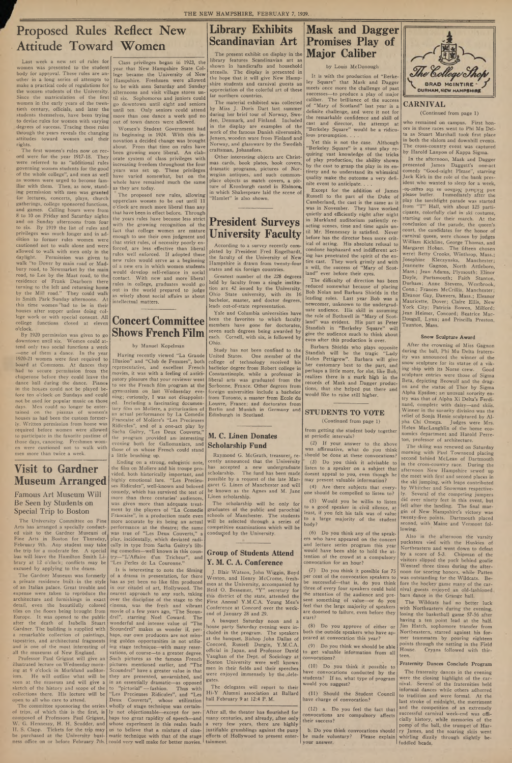# Proposed Rules Reflect New Attitude Toward Women

Last week a new set of rules for women was presented to the student body for approval. These rules are another in a long series of attempts to make a practical code of regulations for the women students of the University. Since the matriculation of the first women in the early years of the twentieth century, officials, and later the students themselves, have been trying to devise rules for women with varying degrees of success. Tracing these rules through the years reveals the changing attitudes toward women and their rights.

The first women's rules now on record were for the year 1917-18. They were referred to as "additional rules governing women students for the good of the whole college", and men as well as women were urged to become familiar with them. Then, as now, standing permission with men was granted for lectures, concerts, plays, church gatherings, college sponsored functions, and games. Calling hours were from 8 to 10 on Friday and Saturday nights and on Sunday afternoons from four to six. By 1919 the list of rules and privileges was much longer and in addition to former rules women were cautioned not to walk alone and were allowed to walk with men only in the daylight. Permission was given to walk "to Dover by main road or Madbury road, to Newmarket by the main road, to Lee by the Mast road, to the residence of Frank Dearborn there turning to the left and returning home by the Mill road." They could walk in Smith Park Sunday afternoons. At this time women had to be in their houses after supper unless doing college work or with special consent. All college functions closed at eleven o'clock.

By 1920 permission was given to go downtown until six. Women could attend only two social functions a week —one of them a dance. In the year 1920-21 women were first required to board at Commons. At dances they had to secure permission from the chaperone before they could leave the dance hall during the dance. Pianos in the houses could not be played before ten o'clock on Sundays and could not be used for popular music on those days. Men could no longer be entertained on the piazzas of women's houses as had been the custom formerly. Written permission from home was required before women were allowed to participate in the favorite pastime of those days, canoeing. Freshmen women were cautioned not to walk with men more than twice a week.

Class privileges began in 1923, the year that New Hampshire State College became the University of New Hampshire. Freshmen were allowed to be with men Saturday and Sunday afternoons and visit village stores until six. Sophomores and juniors could go downtown until eight and seniors until ten. Only seniors could attend more than one dance a week and no out of town dances were allowed.

Women's Student Government had its beginning in 1924. With this innovation a decided change was brought about. From that time on rules have been growing more liberal. An elaborate system of class privileges with increasing freedom throughout the four years was set up. These privileges have varied somewhat, but on the whole have remained much the same as they are today.

The proposed new rules, allowing upperclass women to be out until 11 o'clock are much more liberal than any that have been in effect before. Through the years rules have become less strict with the growing recognition of the fact that college women are mature enough to use their own judgment and that strict rules, of necessity poorly enforced, are less effective than liberal rules well enforced. If adopted these new rules would serve as a beginning of a new era in which women students would develop self-reliance in social contact. With new and more liberal rules in college, graduates would go out in the world prepared to judge as wisely about social affairs as about intellectual matters.

# Visit to Gardner Museum Arranged

## Famous Art Museum Will Be Seen by Students on Special Trip to Boston

The University Committee on Fine Arts has arranged a specially conducted visit to the Gardner Museum of Fine Arts in Boston for Thursday, February 9th. Any student may take the trip for a moderate fee. A special bus will leave the Hamilton Smith Library at 12 o'clock; conflicts may be excused by applying to the deans.

The Gardner Museum was formerly a private residence built in the style of an Italian palace. Great trouble and expense were taken to reproduce the architecture and furnishings in exact detail, even the beautifully colored tiles on the floors being brought from Europe. It was opened to the public after the death of Isabella Stuart Gardner. The building is supplied with a remarkable collection of paintings, tapestries, and architectural fragments and is one of the most interesting of all the museums of New England.

Professor Paul Grigaut will give an illustrated lecture on Wednesday morning at 9 o'clock in Murkland auditorium. He will outline what will be seen at the museum and will give a sketch of the history and scope of the collections there. His lecture will be open to all who care to attend.

The committee sponsoring the series of trips, of which this is the first, is composed of Professors Paul Grigaut, W. G. Hennessy, H. H. Scudder, and H. S. Tapp. Tickets for the trip may be purchased at the University business office on or before February 7th.

# Concert Committee Shows French Film

by Manuel Kopelman

Having recently viewed "La Grande Illusion" and "Club de Femmes", both representative, and excellent French movies, it was with a feeling of anticipatory pleasure that your reviewer went to see the French film program at the gymnasium on last Wednesday evening; curiously, I was not disappointed. Including a fascinating documentary film on Moliere, a picturization of an actual performance by La Comedie Francaise of Moliere's "Les Precieuses Ridicules", and of a one-act play by Sacha Guitry, "Les Deux Couverts," the program provided an interesting evening both for Gallomaniacs, and those of us whose French could stand a little brushing up.

Ending on a strong, eulogistic note, the film on Moliere and his troupe provided, both historically important, and highly emotional fare. "Les Precieuses Ridicules", well-known and beloved comedy, which has survived the test of more than three centuries' audiences, was given more than adequate treatment by the players of "La Comedie Francaise", in a production made even more accurate by its being an actual performance at the theatre; the same was true of "Les Deux Couverts," a play, incidentally, which deviated radically in type from Sacha Guitry's lilting comedies—well known in this country—"L'Affaire d'un Tricheur", and "Les Perles de La Couronne."

It is interesting to note the filming of a drama in presentation, for there has as yet been no like film produced in our citadel of art, Hollywood. The nearest approach to any such, taking over the discipline of the stage to the cinema, was the fresh and vibrant movie of a few years ago, "The Scoundrel", starring Noel Coward. The wonderful and intense value of "The Scoundrel" makes us wonder if, perhaps, our own producers are not missing golden opportunities in not utilizing stage technique—with many reservations, of course—to a greater degree. Such pictures as the famous French pictures mentioned earlier, and "The Scoundrel" have a greater value in that they are presented, unvarnished, and in an essentially dramatic—as opposed to "pictorial"—fashion. Thus with "Les Precieuses Ridicules", and "Les Deux Couverts", whose utilization wholly of stage technique was certainly not objectionable—except for perhaps too great rapidity of speech—and whose experiment in this realm leads us to believe that a mixture of cinematic technique with that of the stage could very well make for better movies. After all, the theater has flourished for many centuries, and already, after only a very few years, there are highly justifiable grumblings against the puny efforts of Hollywood to present entertainment.

# Library Exhibits Scandinavian Art

The present exhibit on display in the library features Scandinavian art as shown in handicrafts and household utensils. The display is presented in the hope that it will give New Hampshire students and carnival guests an appreciation of the colorful art of these far northern countries.

The material exhibited was collected by Miss J. Doris Dart last summer during her brief tour of Norway, Sweden, Denmark, and Finland. Included in the display are examples of the work of the famous Danish silversmith, Jensen, wooden ware from Finland and Norway, and glassware by the Swedish craftsman, Johansfors.

Other interesting objects are Christmas cards, book plates, book covers, dramatic programs, pictures of Norwegian antiques, and such commonplace objects as match covers, a picture of Kronburgh castel in Elsinore, in which Shakespeare laid the scene of "Hamlet" is also shown.

# President Surveys University Faculty

According to a survey recently completed by President Fred Engelhardt, the faculty of the University of New Hampshire is drawn from twenty-four states and six foreign countries.

Greatest number of the 228 degrees held by faculty from a single institution are 42 issued by the University. Ohio State university, with its 16 bachelor, master, and doctor degrees, leads out-of-state representation.

Yale and Columbia universities have been the favorites to which faculty members have gone for doctorates, seven such degrees being awarded by each. Cornell, with six, is followed by Ohio.

Study has not been confined to the United States. One member of the college of technology received his bachelor degree from Robert college in Constantinople, while a professor in liberal arts was graduated from the Sorbonne, France. Other degrees from foreign universities include a bachelor from Toronto, a master from Ecole du Louvre, France; and doctorates from Berlin and Munich in Germany and Edinburgh in Scotland.

## M. C. Linen Donates Scholarship Fund

Raymond G. McGrath, treasurer, recently announced that the University has accepted a new undergraduate scholarship. The fund has been made possible by a request of the late Margaret G. Linen of Manchester and will be known as the Agnes and M. Jane Linen scholarship.

The scholarship will be only for graduates of the public and parochial schools of Manchester. The students will be selected through a series of competitive examinations which will be conducted by the University.

## Group of Students Attend Y. M. C. A. Conference

J. Blair Watson, John Wiggin, Boyd Weston, and Henry McCrome, freshmen at the University, accompanied by Reid O. Bessemer, "Y" secretary for this district of the state, attended the First Annual Y.M.C.A. Young Men's Conference at Concord over the week-end of January 28 and 29.

A banquet Saturday noon and a house party Saturday evening were included in the program. The speakers at the banquet, Bishop John Dallas of Concord, Russell Durgin, Y.M.C.A. official in Japan, and Professor David Vaughan of the Dept. of Sociology at Boston University were well known men in their fields and their speeches were enjoyed immensely by the delegates.

The delegates will report to their Hi-Y Alumni association at Ballard hall February 9 at 12:4 P. M.

# Mask and Dagger Promises Play of Major Caliber

by Louis McDonough

It is with the production of "Berkeley Square" that Mask and Dagger meets once more the challenge of past successes—to produce a play of major caliber. The brilliance of the success of "Mary of Scotland" last year is a definite challenge, and were it not for the remarkable confidence and skill of cast and director, the attempt at "Berkeley Square" would be a ridiculous presumption. . . .

Yet this is not the case. Although "Berkeley Square" is a stunt play requiring vast knowledge of the tricks of play production, the ability shown by the cast to grasp the play in its entirety and to understand its whimsical quality make the outcome a very definite event to anticipate. . . .

Except for the addition of James Russell to the part of the Duke of Cumberland, the cast is the same as it was in November. They have worked quietly and efficiently night after night in Murkland auditorium patiently reacting scenes, time and time again until Mr. Hennessey is satisfied. Never before has the director been more critical of acting. His absolute refusal to condone haphazard and indifferent acting has penetrated the spirit of the entire cast. They work grimly and with a will, the success of "Mary of Scotland" ever before their eyes.

The difficulty of direction has been reduced somewhat because of placing Bob Nolan and Barbara Shields in the leading roles. Last year Bob was a newcomer, unknown to the undergraduate audience. His skill in assuming the role of Bothwell in "Mary of Scotland" was evident. His part as Peter Standish in "Berkeley Square" will give the audience much to think about even after this production is over.

Barbara Shields who plays opposite Standish will be the tragic "Lady Helen Pettigrew". Barbara will give her customary best to the part, and perhaps a little more, for she, like Bob, realizes there is a mark high in the records of Mask and Dagger productions, that she helped put there and would like to raise still higher.

## STUDENTS TO VOTE

(Continued from page 1)

from getting the student body together at periodic intervals?

(2) If your answer to the above was affirmative, what do you think should be done at these convocations?

(3) Do you think it advisable to listen to a speaker on a subject that doesnt appeal to you, even though he may present valuable information?

(4) Are there subjects that everyone should be compelled to listen to?

(5) Would you be willin to listen to a good speaker in civil silence, at least, if you felt his talk was of value to a large majority of the student body?

(6) Do you think any of the speakers who have appeared on the concert and lecture series program this year would have been able to hold the attention of the crowd at a compulsory convocation for an hour?

(7) Do you think it possible for 75 per cent of the convocation speakers to be successful—that is, do you think three of every four speakers could hold the attention of the audience and present something of value—or do you feel that the large majority of speakers are doomed to failure, even before they start?

(8) Do you approve of either or both the outside speakers who have appeared at convocation this year?

(9) Do you think we should be able to get valuable information from all convocations?

(10) Do you think it possible to have convocations conducted by the students? If so, what type of program would you suggest?

(11) Should the Student Council have charge of convocation?

(12) a. Do you feel the fact that convocations are compulsory affects their success?

b. Do you think convocations should be made voluntary? Please explain your answer.

The College Shop
BRAD McINTIRE
DURHAM, NEW HAMPSHIRE

## CARNIVAL

(Continued from page 1)

who remained on campus. First honors in these races went to Phi Mu Delta as Stuart Marshall took first place in both the slalom and downhill events. The cross-country event was captured by Harold Lanyon of Kappa Sigma.

In the afternoon, Mask and Dagger presented James Daggett's one-act comedy "Good-night Please", starring Jack Kirk in the role of the bank president who wanted to sleep for a week, and Richard Nelson as the cops-please butler. Immediately after the play the torchlight parade was started from "T" Hall, with about 125 participants, colorfully clad in ski costume, starting out for their march. At the conclusion of the parade, the queen's court, the candidates for the honor of carnival queen, were chosen by judges William Kichline, George Thomas, and Margaret Hoban. The fifteen chosen were: Betty Crooks, Winthrop, Mass.; Josephine Kleczynska, Manchester; Jeannette Gagnon, North Attleboro, Mass.; Jean Adams, Plymouth; Elinor Doyle, Portsmouth; Faith Stanton, Durham; Anne Stevens, Westbrook, Conn.; Frances McCrillis, Manchester; Eleanor Gay, Danvers, Mass.; Eleanor Mauricette, Dover; Claire Ellis, New York City; Patricia Bowen, Milford; Jean Heimer, Concord; Beatrice MacDougall, Lynn; and Priscilla Preston, Taunton, Mass.

### Snow Sculpture Award

After the crowning of Miss Gagnon during the ball, Phi Mu Delta fraternity was announced the winner of the snow sculpture for its statue of a viking ship with its Norse crew. Good sculpture entries were those of Sigma Beta, depicting Beowulf and the dragon and the statue of Thor by Sigma Alpha Epsilon; an unusual sorority entry was that of Alpha Xi Delta's Ferdinand, complete with daisy—and skis. Winner in the sorority division was the relief of Sonja Henie sculptured by Alpha Chi Omega. Judges were Mrs. Helen MacLaughlin of the home economics department and Harold Perreton, professor of architecture.

The skiing was renewed on Saturday morning with Paul Townsend placing second behind McLean of Dartmouth in the cross-country race. During the afternoon New Hampshire sewed up the meet with first and second places in the ski jumping, with leaps contributed by Whitcher and Snowman respectively. Several of the competing jumpers did over ninety feet in this event, but fell after the landing. The final margin of New Hampshire's victory was twenty-five points. Dartmouth placed second, with Maine and Vermont following.

Also in the afternoon the varsity pucksters vied with the Huskies of Northeastern and went down to defeat by a score of 5-3. Chipman of the visitors slipped the puck behind goalie Wentzel three times during the afternoon for scoring honors, while Patten was outstanding for the Wildcats. Before the hockey game many of the carnival guests enjoyed an old-fashioned barn dance in the Grange hall.

The Wildcats had no better luck with Northeastern during the evening, losing the basketball game 57-56 after having a ten point lead at the half. Jim Hatch, sophomore transfer from Northeastern, starred against his former teammates by pouring eighteen points through the netting in the Field House. Cryans followed with thirteen.

### Fraternity Dances Conclude Program

The fraternity dances in the evening were the closing highlight of the carnival. Several of the fraternities held informal dances while others adhered to tradition and were formal. At the last stroke of midnight, the merriment and the competition of an extremely successful carnival week-end was officially history, while memories of the pomp of the ball, the trumpet of Harry James, and the soaring skiis went whirling dizzily through slightly befuddled heads.